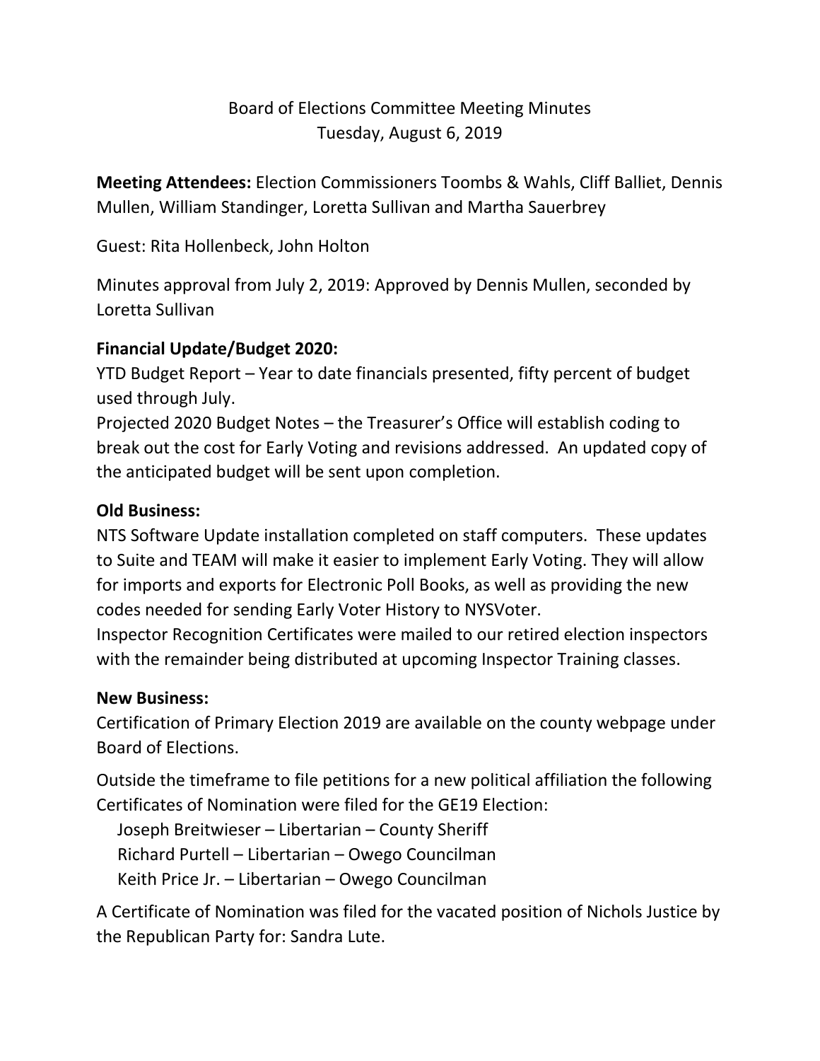# Board of Elections Committee Meeting Minutes
## Tuesday, August 6, 2019

**Meeting Attendees:** Election Commissioners Toombs & Wahls, Cliff Balliet, Dennis Mullen, William Standinger, Loretta Sullivan and Martha Sauerbrey

Guest: Rita Hollenbeck, John Holton

Minutes approval from July 2, 2019: Approved by Dennis Mullen, seconded by Loretta Sullivan

**Financial Update/Budget 2020:**

YTD Budget Report – Year to date financials presented, fifty percent of budget used through July.

Projected 2020 Budget Notes – the Treasurer's Office will establish coding to break out the cost for Early Voting and revisions addressed. An updated copy of the anticipated budget will be sent upon completion.

**Old Business:**

NTS Software Update installation completed on staff computers. These updates to Suite and TEAM will make it easier to implement Early Voting. They will allow for imports and exports for Electronic Poll Books, as well as providing the new codes needed for sending Early Voter History to NYSVoter.

Inspector Recognition Certificates were mailed to our retired election inspectors with the remainder being distributed at upcoming Inspector Training classes.

**New Business:**

Certification of Primary Election 2019 are available on the county webpage under Board of Elections.

Outside the timeframe to file petitions for a new political affiliation the following Certificates of Nomination were filed for the GE19 Election:

Joseph Breitwieser – Libertarian – County Sheriff
Richard Purtell – Libertarian – Owego Councilman
Keith Price Jr. – Libertarian – Owego Councilman

A Certificate of Nomination was filed for the vacated position of Nichols Justice by the Republican Party for: Sandra Lute.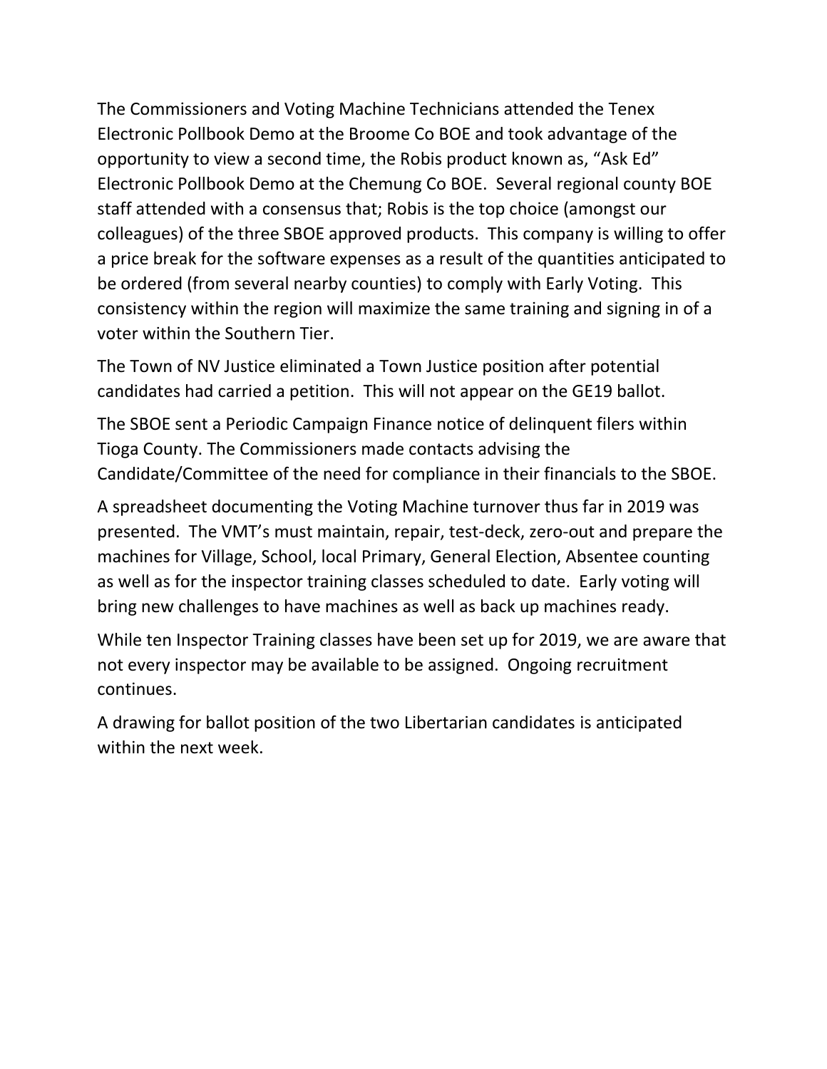The Commissioners and Voting Machine Technicians attended the Tenex Electronic Pollbook Demo at the Broome Co BOE and took advantage of the opportunity to view a second time, the Robis product known as, "Ask Ed" Electronic Pollbook Demo at the Chemung Co BOE. Several regional county BOE staff attended with a consensus that; Robis is the top choice (amongst our colleagues) of the three SBOE approved products. This company is willing to offer a price break for the software expenses as a result of the quantities anticipated to be ordered (from several nearby counties) to comply with Early Voting. This consistency within the region will maximize the same training and signing in of a voter within the Southern Tier.

The Town of NV Justice eliminated a Town Justice position after potential candidates had carried a petition. This will not appear on the GE19 ballot.

The SBOE sent a Periodic Campaign Finance notice of delinquent filers within Tioga County. The Commissioners made contacts advising the Candidate/Committee of the need for compliance in their financials to the SBOE.

A spreadsheet documenting the Voting Machine turnover thus far in 2019 was presented. The VMT's must maintain, repair, test-deck, zero-out and prepare the machines for Village, School, local Primary, General Election, Absentee counting as well as for the inspector training classes scheduled to date. Early voting will bring new challenges to have machines as well as back up machines ready.

While ten Inspector Training classes have been set up for 2019, we are aware that not every inspector may be available to be assigned. Ongoing recruitment continues.

A drawing for ballot position of the two Libertarian candidates is anticipated within the next week.